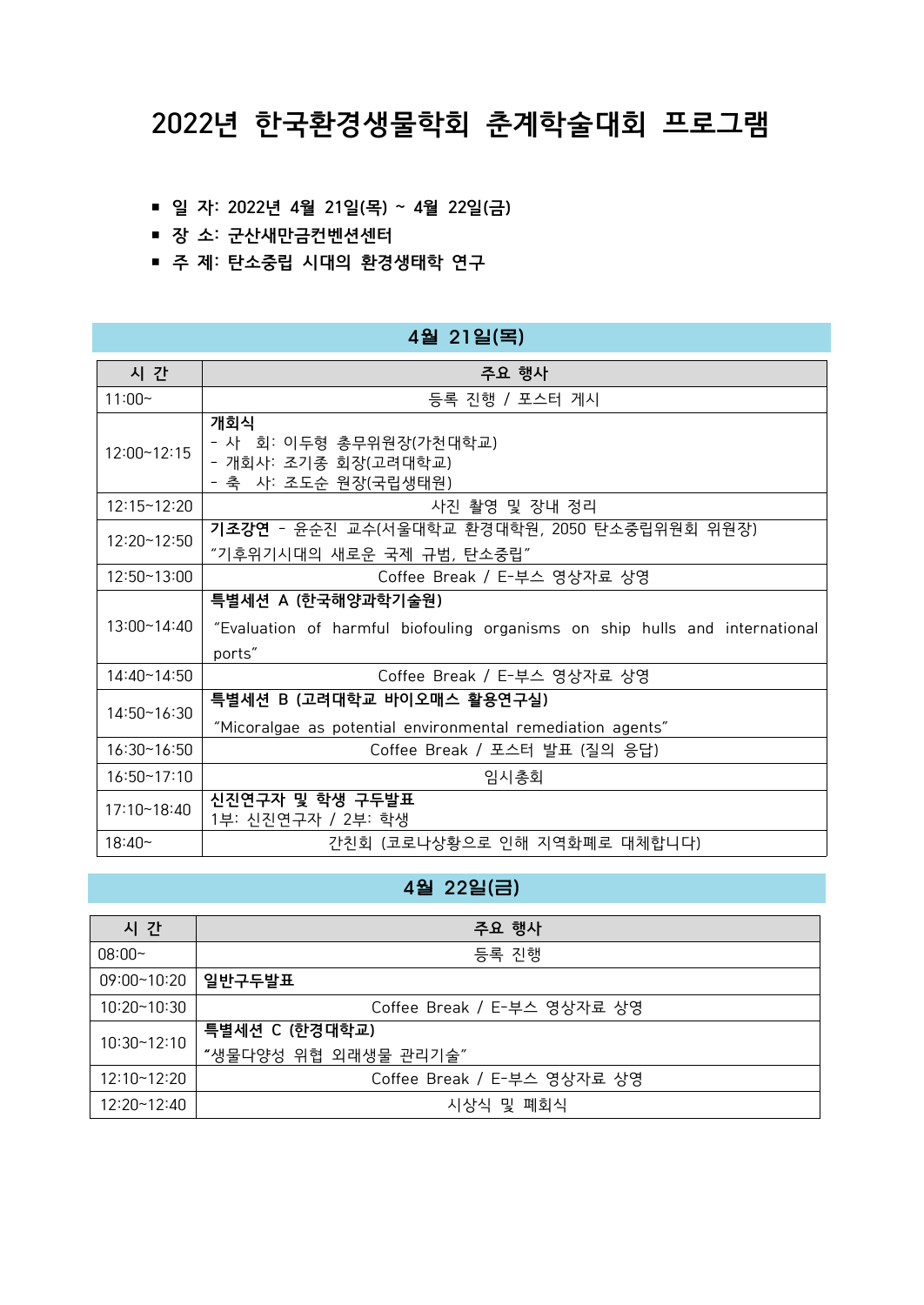# 2022년 한국환경생물학회 춘계학술대회 프로그램

- **일 자: 2022년 4월 21일(목) ~ 4월 22일(금)**
- **장 소: 군산새만금컨벤션센터**
- **주 제: 탄소중립 시대의 환경생태학 연구**

## 4월 21일(목)

| 시 간 | 주요 행사 |
|---|---|
| 11:00~ | 등록 진행 / 포스터 게시 |
| 12:00~12:15 | **개회식**<br>- 사 회: 이두형 총무위원장(가천대학교)<br>- 개회사: 조기종 회장(고려대학교)<br>- 축 사: 조도순 원장(국립생태원) |
| 12:15~12:20 | 사진 촬영 및 장내 정리 |
| 12:20~12:50 | **기조강연** - 윤순진 교수(서울대학교 환경대학원, 2050 탄소중립위원회 위원장)<br>"기후위기시대의 새로운 국제 규범, 탄소중립" |
| 12:50~13:00 | Coffee Break / E-부스 영상자료 상영 |
| 13:00~14:40 | **특별세션 A (한국해양과학기술원)**<br>"Evaluation of harmful biofouling organisms on ship hulls and international ports" |
| 14:40~14:50 | Coffee Break / E-부스 영상자료 상영 |
| 14:50~16:30 | **특별세션 B (고려대학교 바이오매스 활용연구실)**<br>"Micoralgae as potential environmental remediation agents" |
| 16:30~16:50 | Coffee Break / 포스터 발표 (질의 응답) |
| 16:50~17:10 | 임시총회 |
| 17:10~18:40 | **신진연구자 및 학생 구두발표**<br>1부: 신진연구자 / 2부: 학생 |
| 18:40~ | 간친회 (코로나상황으로 인해 지역화폐로 대체합니다) |

## 4월 22일(금)

| 시 간 | 주요 행사 |
|---|---|
| 08:00~ | 등록 진행 |
| 09:00~10:20 | **일반구두발표** |
| 10:20~10:30 | Coffee Break / E-부스 영상자료 상영 |
| 10:30~12:10 | **특별세션 C (한경대학교)**<br>"생물다양성 위협 외래생물 관리기술" |
| 12:10~12:20 | Coffee Break / E-부스 영상자료 상영 |
| 12:20~12:40 | 시상식 및 폐회식 |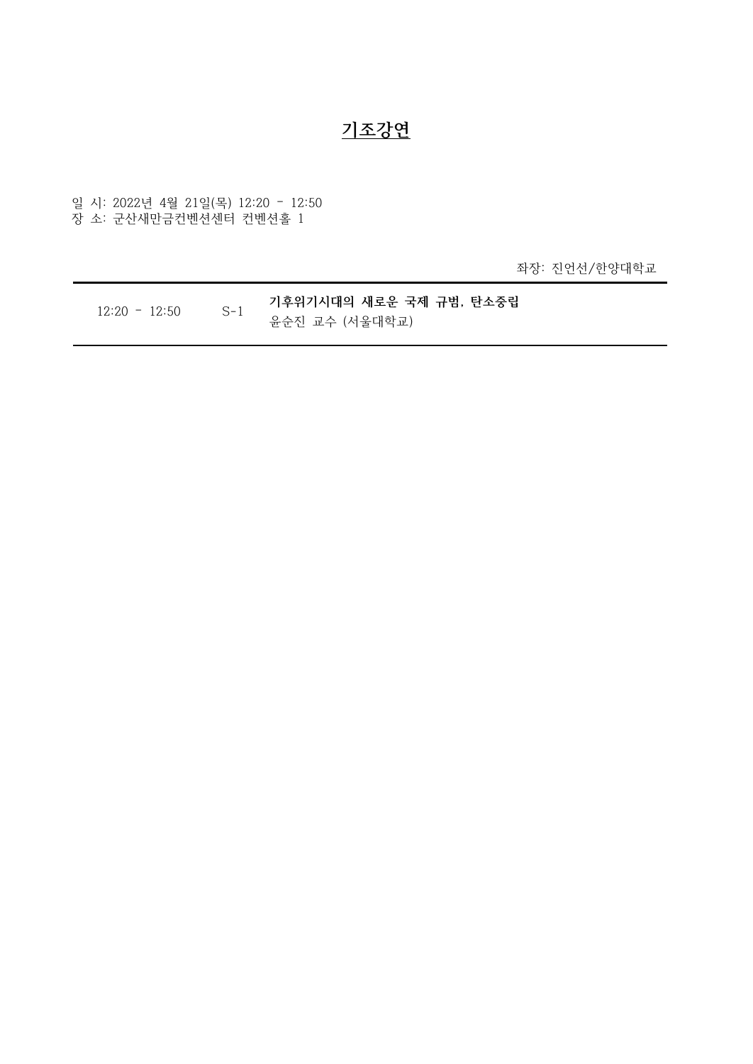# 기조강연

일 시: 2022년 4월 21일(목) 12:20 - 12:50
장 소: 군산새만금컨벤션센터 컨벤션홀 1

좌장: 진언선/한양대학교

| | | |
|---|---|---|
| 12:20 - 12:50 | S-1 | **기후위기시대의 새로운 국제 규범, 탄소중립**<br>윤순진 교수 (서울대학교) |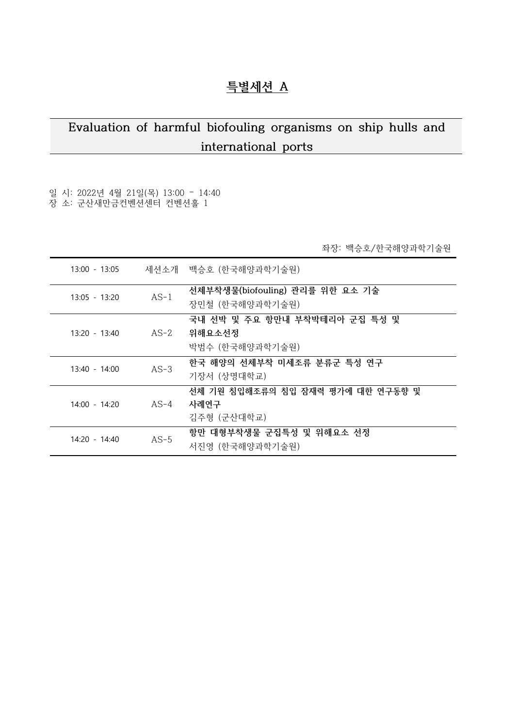# 특별세션 A

## Evaluation of harmful biofouling organisms on ship hulls and international ports

일 시: 2022년 4월 21일(목) 13:00 - 14:40
장 소: 군산새만금컨벤션센터 컨벤션홀 1

좌장: 백승호/한국해양과학기술원

| | | |
|---|---|---|
| 13:00 - 13:05 | 세션소개 | 백승호 (한국해양과학기술원) |
| 13:05 - 13:20 | AS-1 | **선체부착생물(biofouling) 관리를 위한 요소 기술**<br>장민철 (한국해양과학기술원) |
| 13:20 - 13:40 | AS-2 | **국내 선박 및 주요 항만내 부착박테리아 군집 특성 및 위해요소선정**<br>박범수 (한국해양과학기술원) |
| 13:40 - 14:00 | AS-3 | **한국 해양의 선체부착 미세조류 분류군 특성 연구**<br>기장서 (상명대학교) |
| 14:00 - 14:20 | AS-4 | **선체 기원 침입해조류의 침입 잠재력 평가에 대한 연구동향 및 사례연구**<br>김주형 (군산대학교) |
| 14:20 - 14:40 | AS-5 | **항만 대형부착생물 군집특성 및 위해요소 선정**<br>서진영 (한국해양과학기술원) |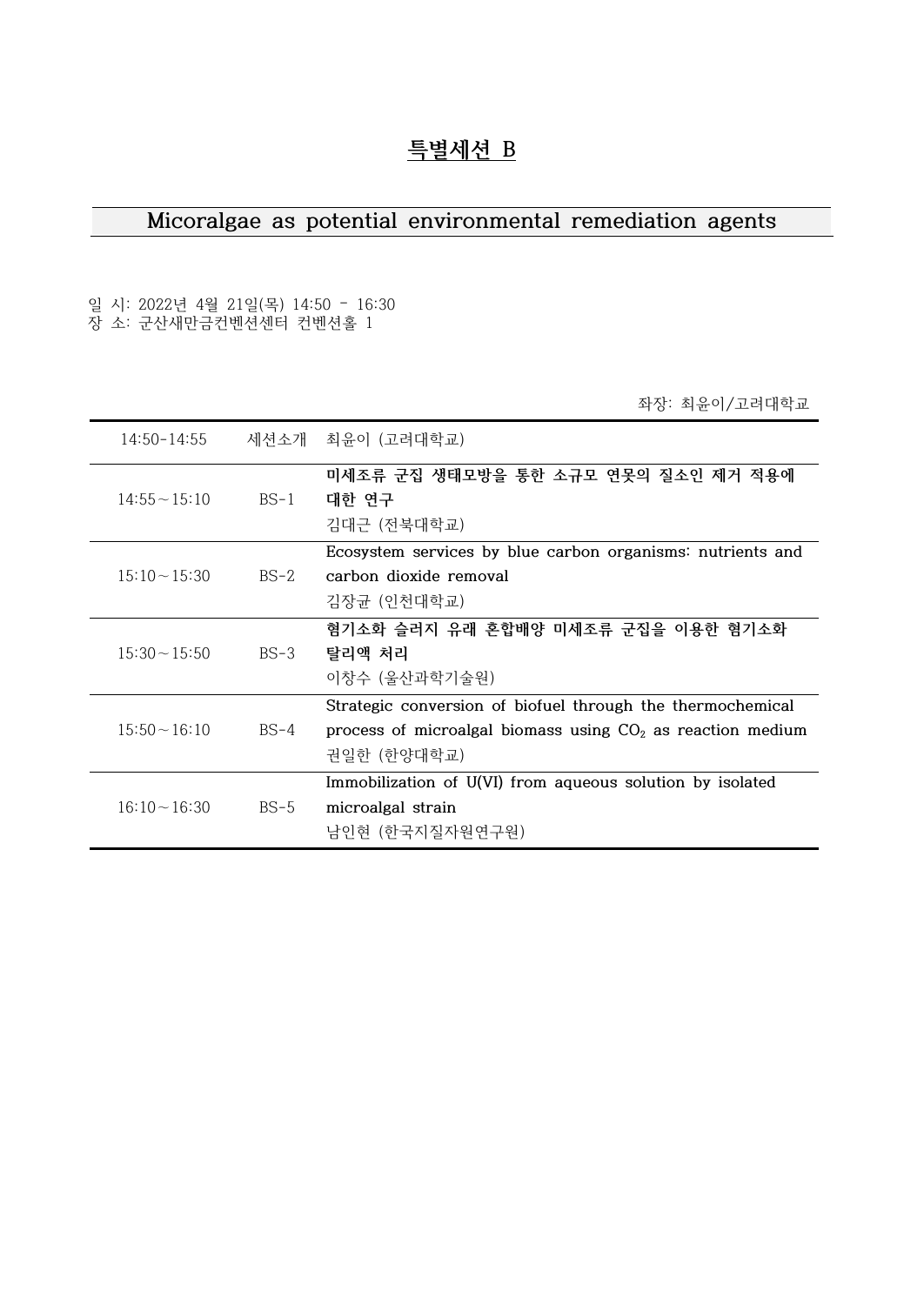# 특별세션 B

## Micoralgae as potential environmental remediation agents

일 시: 2022년 4월 21일(목) 14:50 - 16:30
장 소: 군산새만금컨벤션센터 컨벤션홀 1

좌장: 최윤이/고려대학교

| | | |
|---|---|---|
| 14:50-14:55 | 세션소개 | 최윤이 (고려대학교) |
| 14:55～15:10 | BS-1 | **미세조류 군집 생태모방을 통한 소규모 연못의 질소인 제거 적용에 대한 연구**<br>김대근 (전북대학교) |
| 15:10～15:30 | BS-2 | Ecosystem services by blue carbon organisms: nutrients and carbon dioxide removal<br>김장균 (인천대학교) |
| 15:30～15:50 | BS-3 | **혐기소화 슬러지 유래 혼합배양 미세조류 군집을 이용한 혐기소화 탈리액 처리**<br>이창수 (울산과학기술원) |
| 15:50～16:10 | BS-4 | Strategic conversion of biofuel through the thermochemical process of microalgal biomass using $CO_2$ as reaction medium<br>권일한 (한양대학교) |
| 16:10～16:30 | BS-5 | Immobilization of U(VI) from aqueous solution by isolated microalgal strain<br>남인현 (한국지질자원연구원) |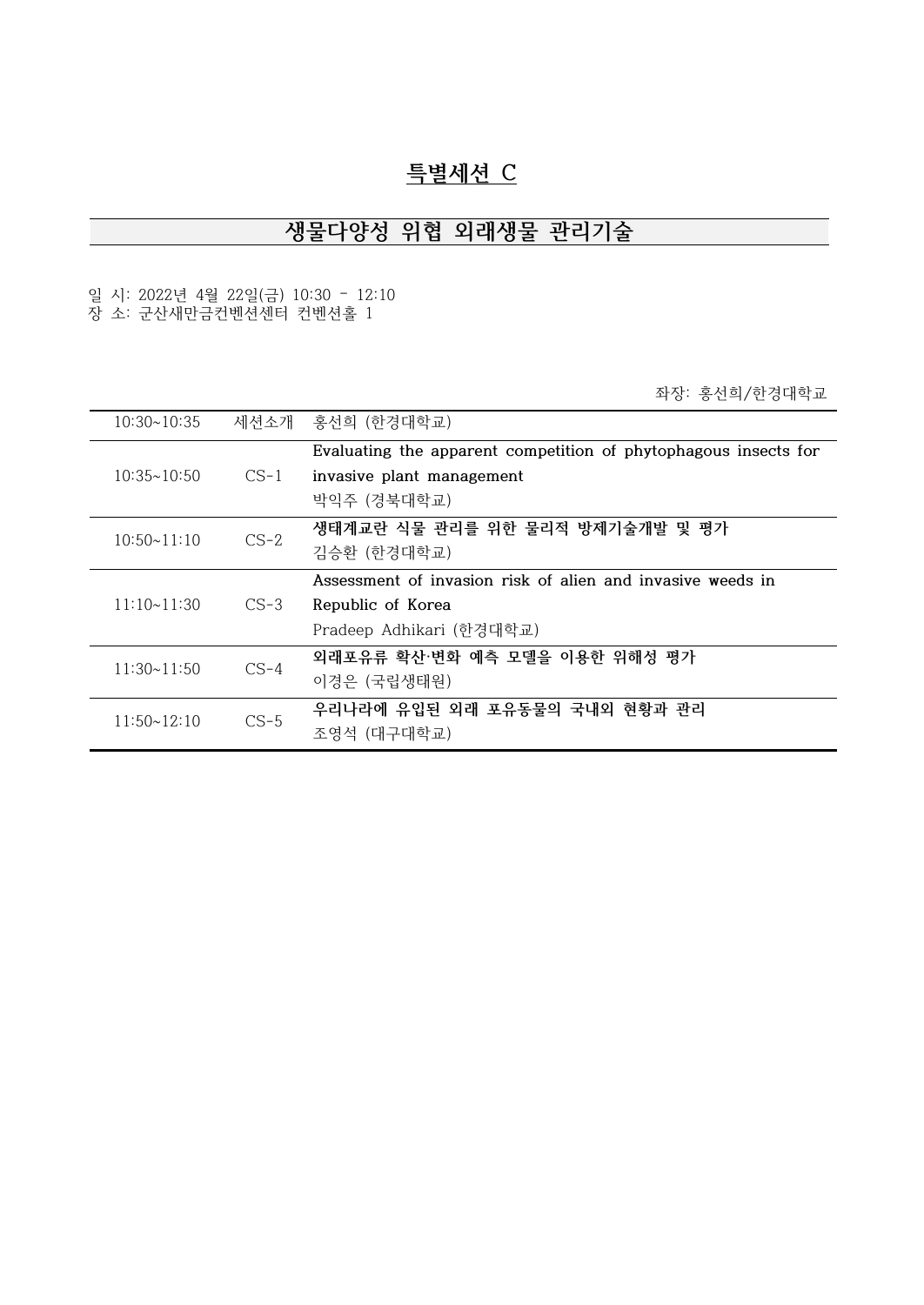# 특별세션 C

## 생물다양성 위협 외래생물 관리기술

일 시: 2022년 4월 22일(금) 10:30 – 12:10
장 소: 군산새만금컨벤션센터 컨벤션홀 1

좌장: 홍선희/한경대학교

| | | |
|---|---|---|
| 10:30~10:35 | 세션소개 | 홍선희 (한경대학교) |
| 10:35~10:50 | CS-1 | **Evaluating the apparent competition of phytophagous insects for invasive plant management**<br>박익주 (경북대학교) |
| 10:50~11:10 | CS-2 | **생태계교란 식물 관리를 위한 물리적 방제기술개발 및 평가**<br>김승환 (한경대학교) |
| 11:10~11:30 | CS-3 | **Assessment of invasion risk of alien and invasive weeds in Republic of Korea**<br>Pradeep Adhikari (한경대학교) |
| 11:30~11:50 | CS-4 | **외래포유류 확산·변화 예측 모델을 이용한 위해성 평가**<br>이경은 (국립생태원) |
| 11:50~12:10 | CS-5 | **우리나라에 유입된 외래 포유동물의 국내외 현황과 관리**<br>조영석 (대구대학교) |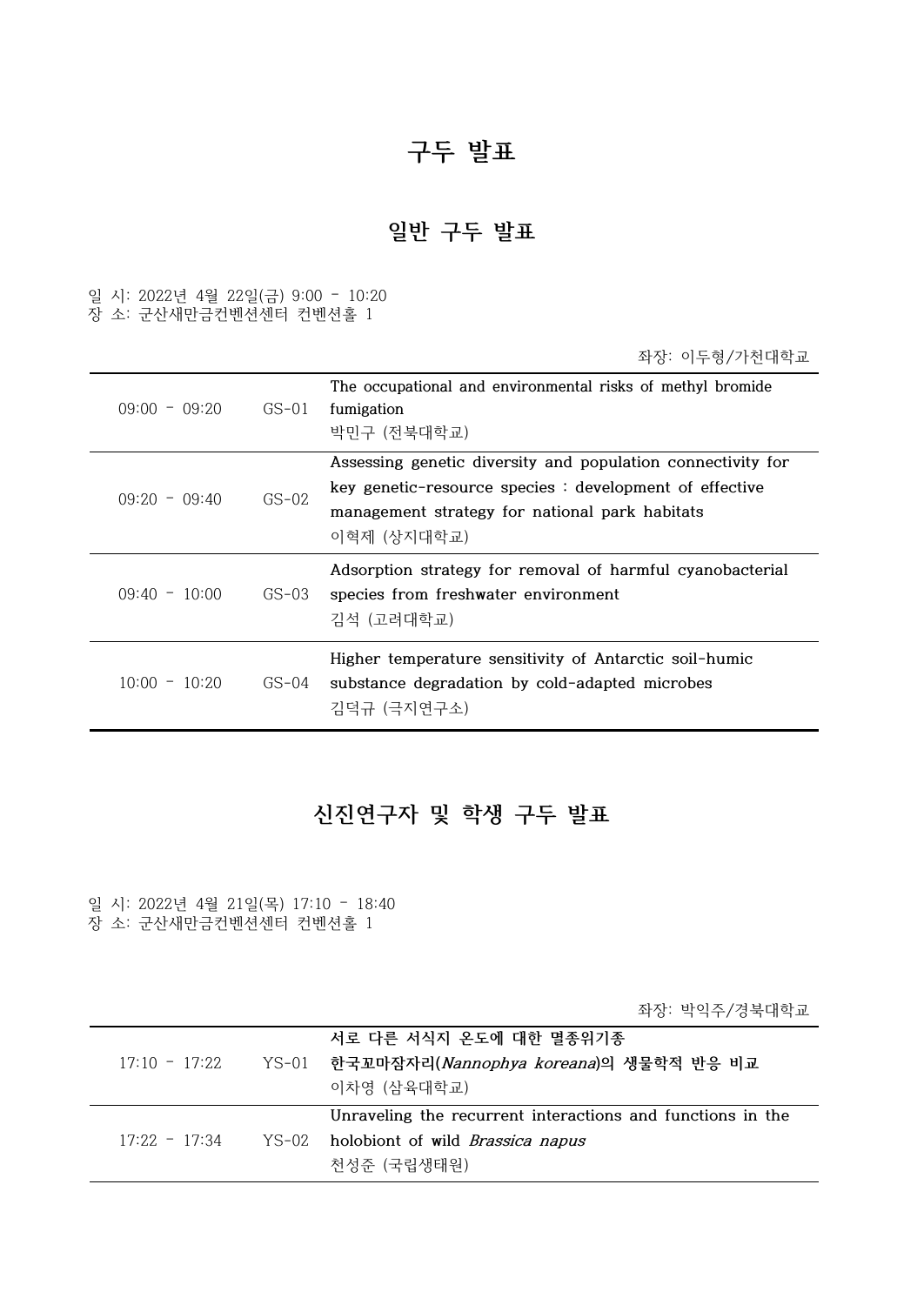# 구두 발표

## 일반 구두 발표

일 시: 2022년 4월 22일(금) 9:00 - 10:20
장 소: 군산새만금컨벤션센터 컨벤션홀 1

좌장: 이두형/가천대학교

| | | |
|---|---|---|
| 09:00 - 09:20 | GS-01 | The occupational and environmental risks of methyl bromide fumigation<br>박민구 (전북대학교) |
| 09:20 - 09:40 | GS-02 | Assessing genetic diversity and population connectivity for key genetic-resource species : development of effective management strategy for national park habitats<br>이혁제 (상지대학교) |
| 09:40 - 10:00 | GS-03 | Adsorption strategy for removal of harmful cyanobacterial species from freshwater environment<br>김석 (고려대학교) |
| 10:00 - 10:20 | GS-04 | Higher temperature sensitivity of Antarctic soil-humic substance degradation by cold-adapted microbes<br>김덕규 (극지연구소) |

## 신진연구자 및 학생 구두 발표

일 시: 2022년 4월 21일(목) 17:10 - 18:40
장 소: 군산새만금컨벤션센터 컨벤션홀 1

좌장: 박익주/경북대학교

| | | |
|---|---|---|
| 17:10 - 17:22 | YS-01 | **서로 다른 서식지 온도에 대한 멸종위기종 한국꼬마잠자리(*Nannophya koreana*)의 생물학적 반응 비교**<br>이차영 (삼육대학교) |
| 17:22 - 17:34 | YS-02 | Unraveling the recurrent interactions and functions in the holobiont of wild *Brassica napus*<br>천성준 (국립생태원) |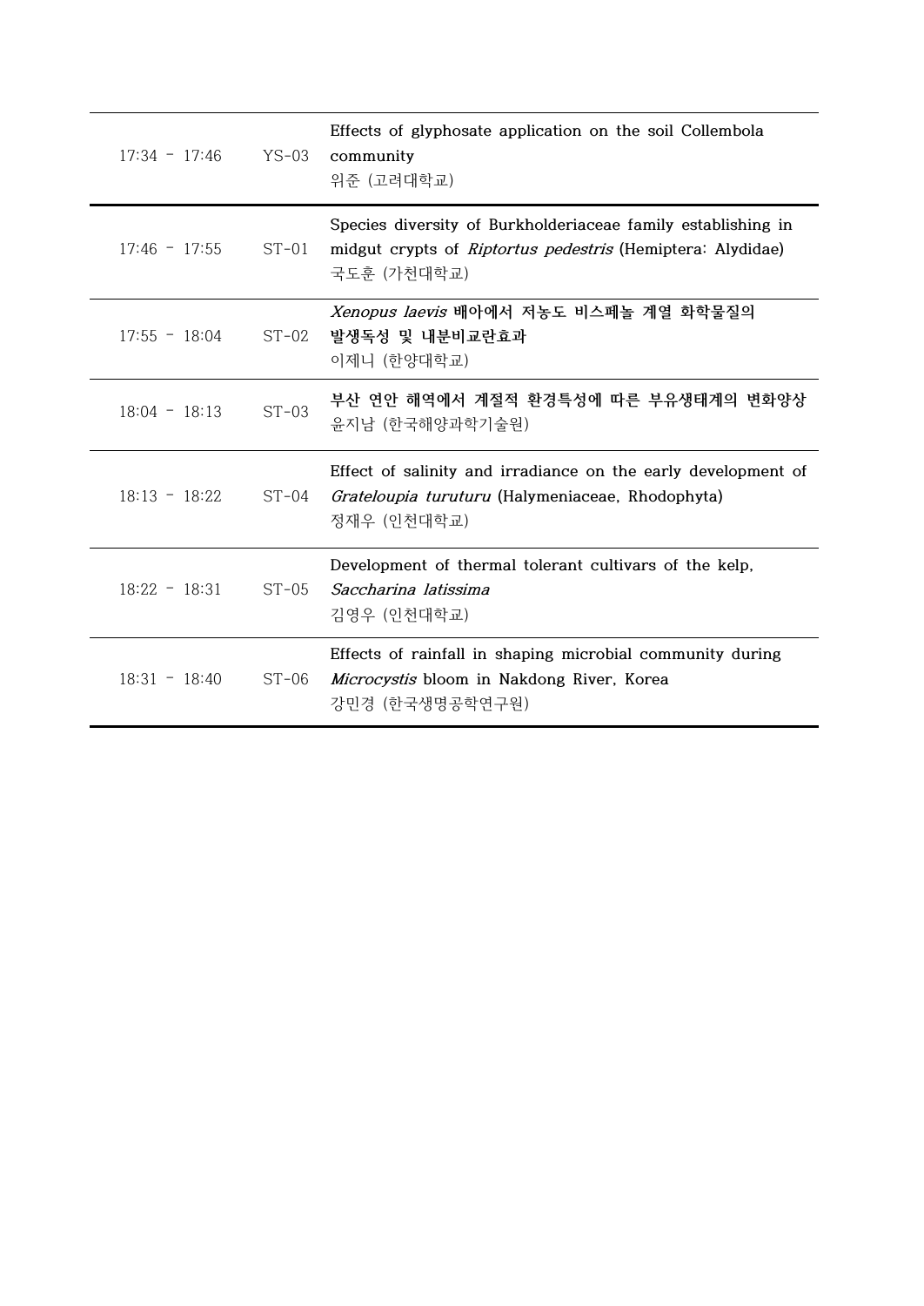| | | |
|---|---|---|
| 17:34 - 17:46 | YS-03 | Effects of glyphosate application on the soil Collembola community<br>위준 (고려대학교) |
| 17:46 - 17:55 | ST-01 | Species diversity of Burkholderiaceae family establishing in midgut crypts of *Riptortus pedestris* (Hemiptera: Alydidae)<br>국도훈 (가천대학교) |
| 17:55 - 18:04 | ST-02 | ***Xenopus laevis* 배아에서 저농도 비스페놀 계열 화학물질의 발생독성 및 내분비교란효과**<br>이제니 (한양대학교) |
| 18:04 - 18:13 | ST-03 | **부산 연안 해역에서 계절적 환경특성에 따른 부유생태계의 변화양상**<br>윤지남 (한국해양과학기술원) |
| 18:13 - 18:22 | ST-04 | Effect of salinity and irradiance on the early development of *Grateloupia turuturu* (Halymeniaceae, Rhodophyta)<br>정재우 (인천대학교) |
| 18:22 - 18:31 | ST-05 | Development of thermal tolerant cultivars of the kelp, *Saccharina latissima*<br>김영우 (인천대학교) |
| 18:31 - 18:40 | ST-06 | Effects of rainfall in shaping microbial community during *Microcystis* bloom in Nakdong River, Korea<br>강민경 (한국생명공학연구원) |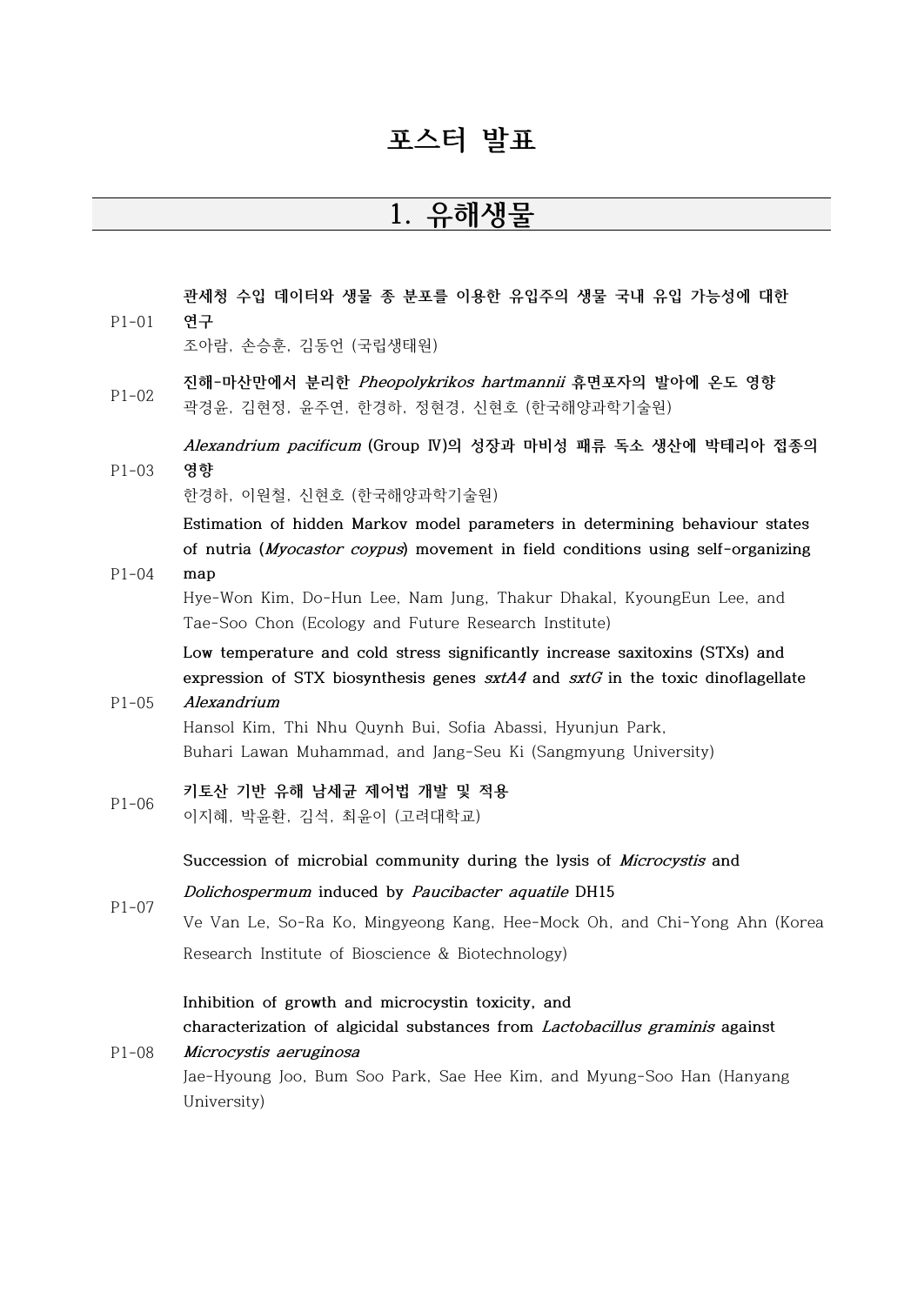# 포스터 발표

## 1. 유해생물

P1-01 **관세청 수입 데이터와 생물 종 분포를 이용한 유입주의 생물 국내 유입 가능성에 대한 연구**
조아람, 손승훈, 김동언 (국립생태원)

P1-02 **진해-마산만에서 분리한 *Pheopolykrikos hartmannii* 휴면포자의 발아에 온도 영향**
곽경윤, 김현정, 윤주연, 한경하, 정현경, 신현호 (한국해양과학기술원)

P1-03 ***Alexandrium pacificum* (Group Ⅳ)의 성장과 마비성 패류 독소 생산에 박테리아 접종의 영향**
한경하, 이원철, 신현호 (한국해양과학기술원)

P1-04 **Estimation of hidden Markov model parameters in determining behaviour states of nutria (*Myocastor coypus*) movement in field conditions using self-organizing map**
Hye-Won Kim, Do-Hun Lee, Nam Jung, Thakur Dhakal, KyoungEun Lee, and Tae-Soo Chon (Ecology and Future Research Institute)

P1-05 **Low temperature and cold stress significantly increase saxitoxins (STXs) and expression of STX biosynthesis genes *sxtA4* and *sxtG* in the toxic dinoflagellate *Alexandrium***
Hansol Kim, Thi Nhu Quynh Bui, Sofia Abassi, Hyunjun Park, Buhari Lawan Muhammad, and Jang-Seu Ki (Sangmyung University)

P1-06 **키토산 기반 유해 남세균 제어법 개발 및 적용**
이지혜, 박윤환, 김석, 최윤이 (고려대학교)

P1-07 **Succession of microbial community during the lysis of *Microcystis* and *Dolichospermum* induced by *Paucibacter aquatile* DH15**
Ve Van Le, So-Ra Ko, Mingyeong Kang, Hee-Mock Oh, and Chi-Yong Ahn (Korea Research Institute of Bioscience & Biotechnology)

P1-08 **Inhibition of growth and microcystin toxicity, and characterization of algicidal substances from *Lactobacillus graminis* against *Microcystis aeruginosa***
Jae-Hyoung Joo, Bum Soo Park, Sae Hee Kim, and Myung-Soo Han (Hanyang University)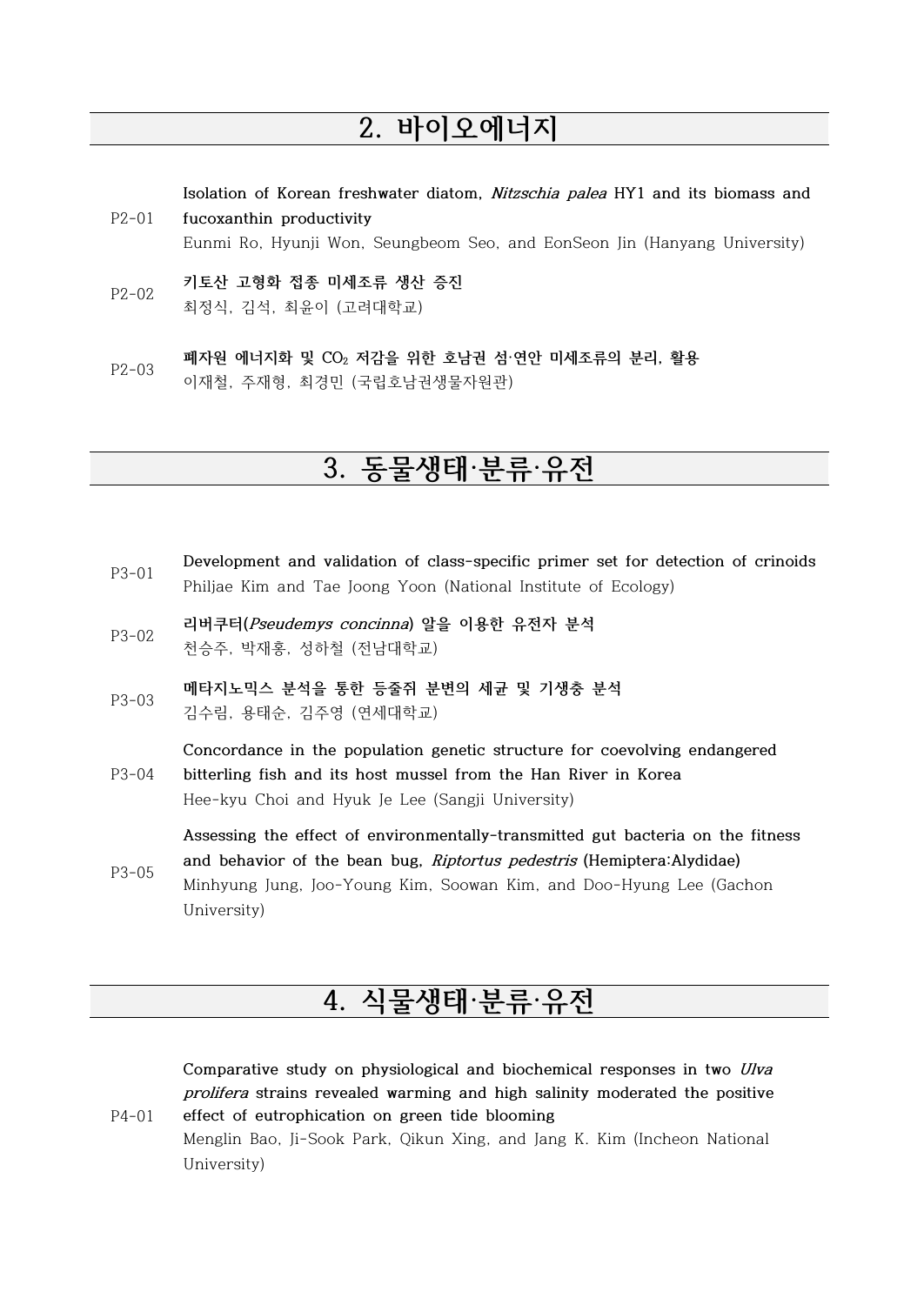## 2. 바이오에너지

P2-01 **Isolation of Korean freshwater diatom, *Nitzschia palea* HY1 and its biomass and fucoxanthin productivity**
Eunmi Ro, Hyunji Won, Seungbeom Seo, and EonSeon Jin (Hanyang University)

P2-02 **키토산 고형화 접종 미세조류 생산 증진**
최정식, 김석, 최윤이 (고려대학교)

P2-03 **폐자원 에너지화 및 $CO_2$ 저감을 위한 호남권 섬·연안 미세조류의 분리, 활용**
이재철, 주재형, 최경민 (국립호남권생물자원관)

## 3. 동물생태·분류·유전

P3-01 **Development and validation of class-specific primer set for detection of crinoids**
Philjae Kim and Tae Joong Yoon (National Institute of Ecology)

P3-02 **리버쿠터(*Pseudemys concinna*) 알을 이용한 유전자 분석**
천승주, 박재홍, 성하철 (전남대학교)

P3-03 **메타지노믹스 분석을 통한 등줄쥐 분변의 세균 및 기생충 분석**
김수림, 용태순, 김주영 (연세대학교)

P3-04 **Concordance in the population genetic structure for coevolving endangered bitterling fish and its host mussel from the Han River in Korea**
Hee-kyu Choi and Hyuk Je Lee (Sangji University)

P3-05 **Assessing the effect of environmentally-transmitted gut bacteria on the fitness and behavior of the bean bug, *Riptortus pedestris* (Hemiptera:Alydidae)**
Minhyung Jung, Joo-Young Kim, Soowan Kim, and Doo-Hyung Lee (Gachon University)

## 4. 식물생태·분류·유전

P4-01 **Comparative study on physiological and biochemical responses in two *Ulva prolifera* strains revealed warming and high salinity moderated the positive effect of eutrophication on green tide blooming**
Menglin Bao, Ji-Sook Park, Qikun Xing, and Jang K. Kim (Incheon National University)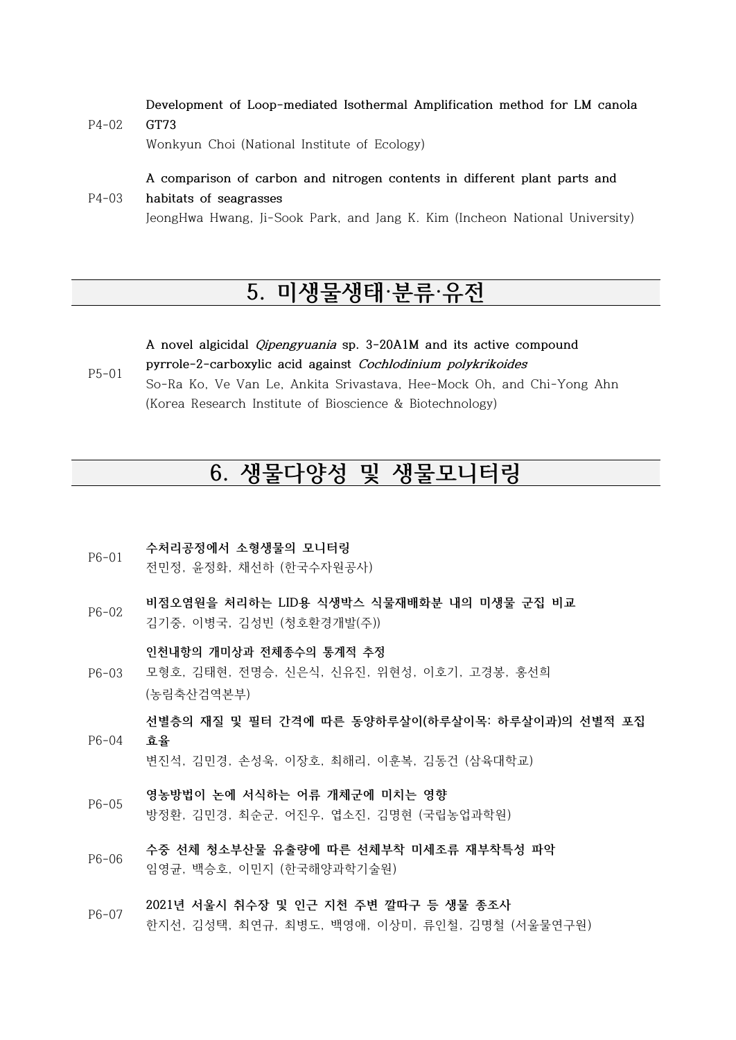P4-02 **Development of Loop-mediated Isothermal Amplification method for LM canola GT73**
Wonkyun Choi (National Institute of Ecology)

P4-03 **A comparison of carbon and nitrogen contents in different plant parts and habitats of seagrasses**
JeongHwa Hwang, Ji-Sook Park, and Jang K. Kim (Incheon National University)

## 5. 미생물생태·분류·유전

P5-01 **A novel algicidal *Qipengyuania* sp. 3-20A1M and its active compound pyrrole-2-carboxylic acid against *Cochlodinium polykrikoides***
So-Ra Ko, Ve Van Le, Ankita Srivastava, Hee-Mock Oh, and Chi-Yong Ahn (Korea Research Institute of Bioscience & Biotechnology)

## 6. 생물다양성 및 생물모니터링

P6-01 **수처리공정에서 소형생물의 모니터링**
전민정, 윤정화, 채선하 (한국수자원공사)

P6-02 **비점오염원을 처리하는 LID용 식생박스 식물재배화분 내의 미생물 군집 비교**
김기중, 이병국, 김성빈 (청호환경개발(주))

P6-03 **인천내항의 개미상과 전체종수의 통계적 추정**
모형호, 김태현, 전명승, 신은식, 신유진, 위현성, 이호기, 고경봉, 홍선희 (농림축산검역본부)

P6-04 **선별층의 재질 및 필터 간격에 따른 동양하루살이(하루살이목: 하루살이과)의 선별적 포집 효율**
변진석, 김민경, 손성욱, 이장호, 최해리, 이훈복, 김동건 (삼육대학교)

P6-05 **영농방법이 논에 서식하는 어류 개체군에 미치는 영향**
방정환, 김민경, 최순군, 어진우, 엽소진, 김명현 (국립농업과학원)

P6-06 **수중 선체 청소부산물 유출량에 따른 선체부착 미세조류 재부착특성 파악**
임영균, 백승호, 이민지 (한국해양과학기술원)

P6-07 **2021년 서울시 취수장 및 인근 지천 주변 깔따구 등 생물 종조사**
한지선, 김성택, 최연규, 최병도, 백영애, 이상미, 류인철, 김명철 (서울물연구원)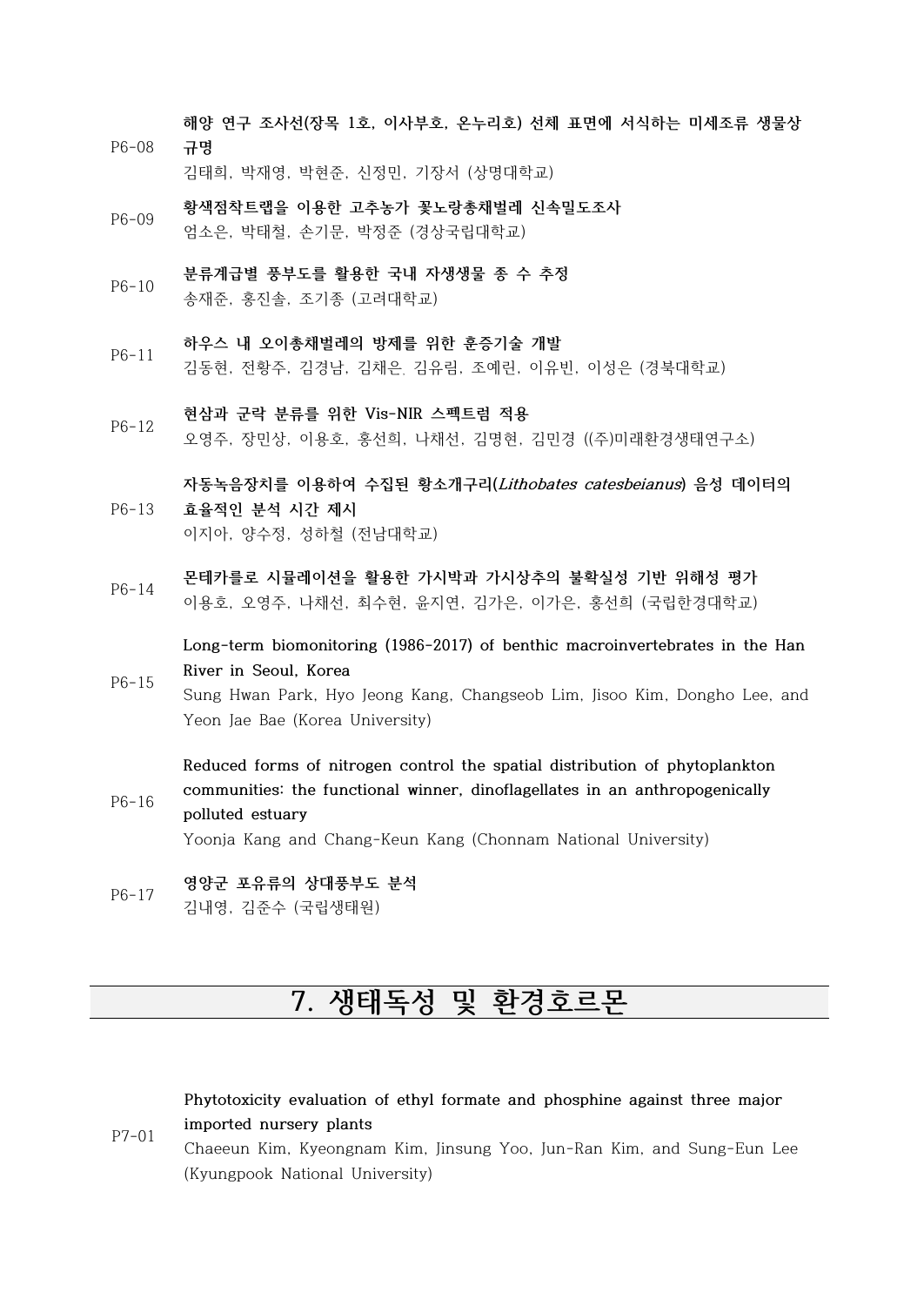P6-08 **해양 연구 조사선(장목 1호, 이사부호, 온누리호) 선체 표면에 서식하는 미세조류 생물상 규명**
김태희, 박재영, 박현준, 신정민, 기장서 (상명대학교)

P6-09 **황색점착트랩을 이용한 고추농가 꽃노랑총채벌레 신속밀도조사**
엄소은, 박태철, 손기문, 박정준 (경상국립대학교)

P6-10 **분류계급별 풍부도를 활용한 국내 자생생물 종 수 추정**
송재준, 홍진솔, 조기종 (고려대학교)

P6-11 **하우스 내 오이총채벌레의 방제를 위한 훈증기술 개발**
김동현, 전황주, 김경남, 김채은, 김유림, 조예린, 이유빈, 이성은 (경북대학교)

P6-12 **현삼과 군락 분류를 위한 Vis-NIR 스펙트럼 적용**
오영주, 장민상, 이용호, 홍선희, 나채선, 김명현, 김민경 ((주)미래환경생태연구소)

P6-13 **자동녹음장치를 이용하여 수집된 황소개구리(*Lithobates catesbeianus*) 음성 데이터의 효율적인 분석 시간 제시**
이지아, 양수정, 성하철 (전남대학교)

P6-14 **몬테카를로 시뮬레이션을 활용한 가시박과 가시상추의 불확실성 기반 위해성 평가**
이용호, 오영주, 나채선, 최수현, 윤지연, 김가은, 이가은, 홍선희 (국립한경대학교)

P6-15 **Long-term biomonitoring (1986-2017) of benthic macroinvertebrates in the Han River in Seoul, Korea**
Sung Hwan Park, Hyo Jeong Kang, Changseob Lim, Jisoo Kim, Dongho Lee, and Yeon Jae Bae (Korea University)

P6-16 **Reduced forms of nitrogen control the spatial distribution of phytoplankton communities: the functional winner, dinoflagellates in an anthropogenically polluted estuary**
Yoonja Kang and Chang-Keun Kang (Chonnam National University)

P6-17 **영양군 포유류의 상대풍부도 분석**
김내영, 김준수 (국립생태원)

# 7. 생태독성 및 환경호르몬

P7-01 **Phytotoxicity evaluation of ethyl formate and phosphine against three major imported nursery plants**
Chaeeun Kim, Kyeongnam Kim, Jinsung Yoo, Jun-Ran Kim, and Sung-Eun Lee (Kyungpook National University)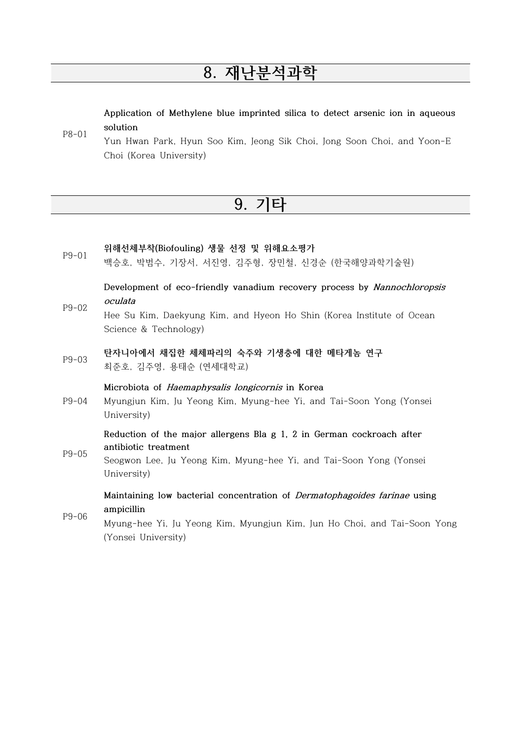## 8. 재난분석과학

P8-01 **Application of Methylene blue imprinted silica to detect arsenic ion in aqueous solution**
Yun Hwan Park, Hyun Soo Kim, Jeong Sik Choi, Jong Soon Choi, and Yoon-E Choi (Korea University)

## 9. 기타

P9-01 **위해선체부착(Biofouling) 생물 선정 및 위해요소평가**
백승호, 박범수, 기장서, 서진영, 김주형, 장민철, 신경순 (한국해양과학기술원)

P9-02 **Development of eco-friendly vanadium recovery process by *Nannochloropsis oculata***
Hee Su Kim, Daekyung Kim, and Hyeon Ho Shin (Korea Institute of Ocean Science & Technology)

P9-03 **탄자니아에서 채집한 체체파리의 숙주와 기생충에 대한 메타게놈 연구**
최준호, 김주영, 용태순 (연세대학교)

P9-04 **Microbiota of *Haemaphysalis longicornis* in Korea**
Myungjun Kim, Ju Yeong Kim, Myung-hee Yi, and Tai-Soon Yong (Yonsei University)

P9-05 **Reduction of the major allergens Bla g 1, 2 in German cockroach after antibiotic treatment**
Seogwon Lee, Ju Yeong Kim, Myung-hee Yi, and Tai-Soon Yong (Yonsei University)

P9-06 **Maintaining low bacterial concentration of *Dermatophagoides farinae* using ampicillin**
Myung-hee Yi, Ju Yeong Kim, Myungjun Kim, Jun Ho Choi, and Tai-Soon Yong (Yonsei University)